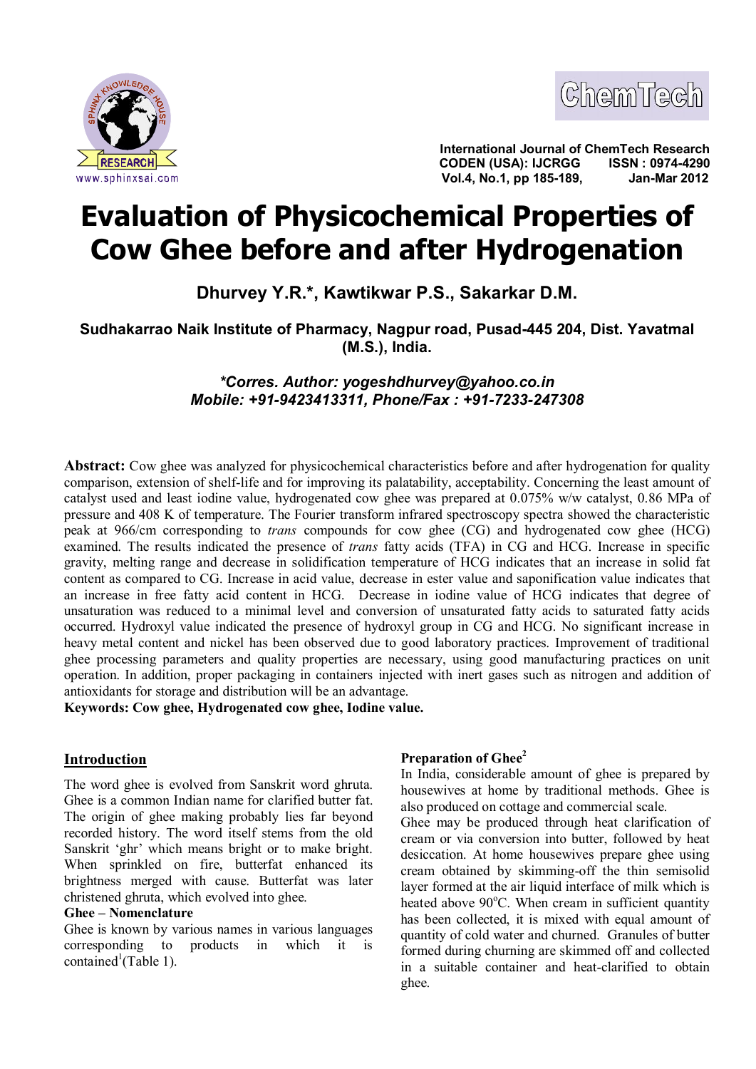# Evaluation of Physicochemical Properties of Cow Ghee before and after Hydrogenation

**Dhurvey Y.R.\*, Kawtikwar P.S., Sakarkar D.M.**

**Sudhakarrao Naik Institute of Pharmacy, Nagpur road, Pusad-445 204, Dist. Yavatmal (M.S.), India.**

***Corres. Author: yogeshdhurvey@yahoo.co.in***
***Mobile: +91-9423413311, Phone/Fax : +91-7233-247308***

**Abstract:** Cow ghee was analyzed for physicochemical characteristics before and after hydrogenation for quality comparison, extension of shelf-life and for improving its palatability, acceptability. Concerning the least amount of catalyst used and least iodine value, hydrogenated cow ghee was prepared at 0.075% w/w catalyst, 0.86 MPa of pressure and 408 K of temperature. The Fourier transform infrared spectroscopy spectra showed the characteristic peak at 966/cm corresponding to *trans* compounds for cow ghee (CG) and hydrogenated cow ghee (HCG) examined. The results indicated the presence of *trans* fatty acids (TFA) in CG and HCG. Increase in specific gravity, melting range and decrease in solidification temperature of HCG indicates that an increase in solid fat content as compared to CG. Increase in acid value, decrease in ester value and saponification value indicates that an increase in free fatty acid content in HCG. Decrease in iodine value of HCG indicates that degree of unsaturation was reduced to a minimal level and conversion of unsaturated fatty acids to saturated fatty acids occurred. Hydroxyl value indicated the presence of hydroxyl group in CG and HCG. No significant increase in heavy metal content and nickel has been observed due to good laboratory practices. Improvement of traditional ghee processing parameters and quality properties are necessary, using good manufacturing practices on unit operation. In addition, proper packaging in containers injected with inert gases such as nitrogen and addition of antioxidants for storage and distribution will be an advantage.

**Keywords: Cow ghee, Hydrogenated cow ghee, Iodine value.**

## Introduction

The word ghee is evolved from Sanskrit word ghruta. Ghee is a common Indian name for clarified butter fat. The origin of ghee making probably lies far beyond recorded history. The word itself stems from the old Sanskrit 'ghr' which means bright or to make bright. When sprinkled on fire, butterfat enhanced its brightness merged with cause. Butterfat was later christened ghruta, which evolved into ghee.

### Ghee – Nomenclature

Ghee is known by various names in various languages corresponding to products in which it is contained[1](Table 1).

### Preparation of Ghee[2]

In India, considerable amount of ghee is prepared by housewives at home by traditional methods. Ghee is also produced on cottage and commercial scale.

Ghee may be produced through heat clarification of cream or via conversion into butter, followed by heat desiccation. At home housewives prepare ghee using cream obtained by skimming-off the thin semisolid layer formed at the air liquid interface of milk which is heated above 90$^{o}$C. When cream in sufficient quantity has been collected, it is mixed with equal amount of quantity of cold water and churned. Granules of butter formed during churning are skimmed off and collected in a suitable container and heat-clarified to obtain ghee.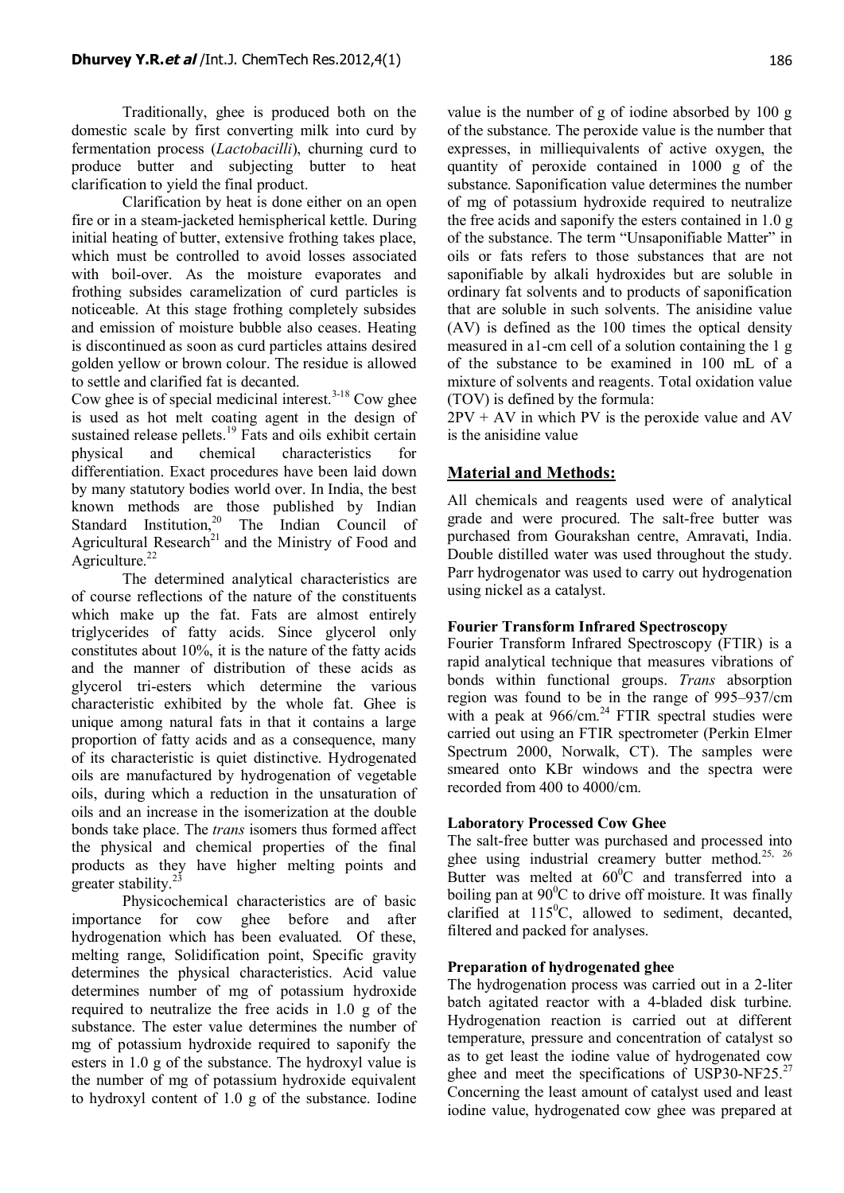Traditionally, ghee is produced both on the domestic scale by first converting milk into curd by fermentation process (*Lactobacilli*), churning curd to produce butter and subjecting butter to heat clarification to yield the final product.

Clarification by heat is done either on an open fire or in a steam-jacketed hemispherical kettle. During initial heating of butter, extensive frothing takes place, which must be controlled to avoid losses associated with boil-over. As the moisture evaporates and frothing subsides caramelization of curd particles is noticeable. At this stage frothing completely subsides and emission of moisture bubble also ceases. Heating is discontinued as soon as curd particles attains desired golden yellow or brown colour. The residue is allowed to settle and clarified fat is decanted.

Cow ghee is of special medicinal interest.[3-18] Cow ghee is used as hot melt coating agent in the design of sustained release pellets.[19] Fats and oils exhibit certain physical and chemical characteristics for differentiation. Exact procedures have been laid down by many statutory bodies world over. In India, the best known methods are those published by Indian Standard Institution,[20] The Indian Council of Agricultural Research[21] and the Ministry of Food and Agriculture.[22]

The determined analytical characteristics are of course reflections of the nature of the constituents which make up the fat. Fats are almost entirely triglycerides of fatty acids. Since glycerol only constitutes about 10%, it is the nature of the fatty acids and the manner of distribution of these acids as glycerol tri-esters which determine the various characteristic exhibited by the whole fat. Ghee is unique among natural fats in that it contains a large proportion of fatty acids and as a consequence, many of its characteristic is quiet distinctive. Hydrogenated oils are manufactured by hydrogenation of vegetable oils, during which a reduction in the unsaturation of oils and an increase in the isomerization at the double bonds take place. The *trans* isomers thus formed affect the physical and chemical properties of the final products as they have higher melting points and greater stability.[23]

Physicochemical characteristics are of basic importance for cow ghee before and after hydrogenation which has been evaluated. Of these, melting range, Solidification point, Specific gravity determines the physical characteristics. Acid value determines number of mg of potassium hydroxide required to neutralize the free acids in 1.0 g of the substance. The ester value determines the number of mg of potassium hydroxide required to saponify the esters in 1.0 g of the substance. The hydroxyl value is the number of mg of potassium hydroxide equivalent to hydroxyl content of 1.0 g of the substance. Iodine value is the number of g of iodine absorbed by 100 g of the substance. The peroxide value is the number that expresses, in milliequivalents of active oxygen, the quantity of peroxide contained in 1000 g of the substance. Saponification value determines the number of mg of potassium hydroxide required to neutralize the free acids and saponify the esters contained in 1.0 g of the substance. The term "Unsaponifiable Matter" in oils or fats refers to those substances that are not saponifiable by alkali hydroxides but are soluble in ordinary fat solvents and to products of saponification that are soluble in such solvents. The anisidine value (AV) is defined as the 100 times the optical density measured in a1-cm cell of a solution containing the 1 g of the substance to be examined in 100 mL of a mixture of solvents and reagents. Total oxidation value (TOV) is defined by the formula:

$2PV + AV$ in which PV is the peroxide value and AV is the anisidine value

## Material and Methods:

All chemicals and reagents used were of analytical grade and were procured. The salt-free butter was purchased from Gourakshan centre, Amravati, India. Double distilled water was used throughout the study. Parr hydrogenator was used to carry out hydrogenation using nickel as a catalyst.

### Fourier Transform Infrared Spectroscopy

Fourier Transform Infrared Spectroscopy (FTIR) is a rapid analytical technique that measures vibrations of bonds within functional groups. *Trans* absorption region was found to be in the range of 995–937/cm with a peak at 966/cm.[24] FTIR spectral studies were carried out using an FTIR spectrometer (Perkin Elmer Spectrum 2000, Norwalk, CT). The samples were smeared onto KBr windows and the spectra were recorded from 400 to 4000/cm.

### Laboratory Processed Cow Ghee

The salt-free butter was purchased and processed into ghee using industrial creamery butter method.[25, 26] Butter was melted at $60^0$C and transferred into a boiling pan at $90^0$C to drive off moisture. It was finally clarified at $115^0$C, allowed to sediment, decanted, filtered and packed for analyses.

### Preparation of hydrogenated ghee

The hydrogenation process was carried out in a 2-liter batch agitated reactor with a 4-bladed disk turbine. Hydrogenation reaction is carried out at different temperature, pressure and concentration of catalyst so as to get least the iodine value of hydrogenated cow ghee and meet the specifications of USP30-NF25.[27] Concerning the least amount of catalyst used and least iodine value, hydrogenated cow ghee was prepared at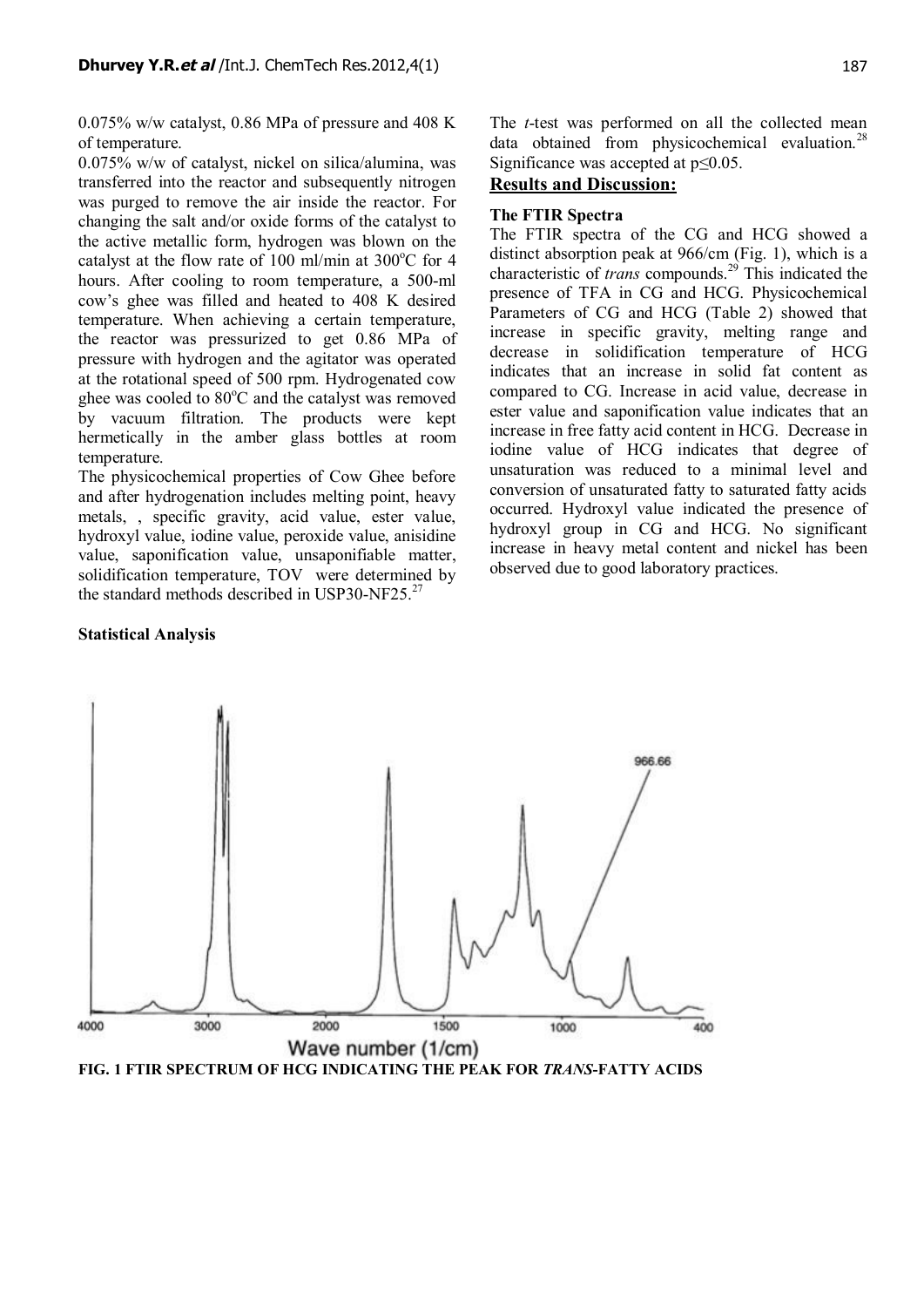0.075% w/w catalyst, 0.86 MPa of pressure and 408 K of temperature.

0.075% w/w of catalyst, nickel on silica/alumina, was transferred into the reactor and subsequently nitrogen was purged to remove the air inside the reactor. For changing the salt and/or oxide forms of the catalyst to the active metallic form, hydrogen was blown on the catalyst at the flow rate of 100 ml/min at 300°C for 4 hours. After cooling to room temperature, a 500-ml cow's ghee was filled and heated to 408 K desired temperature. When achieving a certain temperature, the reactor was pressurized to get 0.86 MPa of pressure with hydrogen and the agitator was operated at the rotational speed of 500 rpm. Hydrogenated cow ghee was cooled to 80°C and the catalyst was removed by vacuum filtration. The products were kept hermetically in the amber glass bottles at room temperature.

The physicochemical properties of Cow Ghee before and after hydrogenation includes melting point, heavy metals, , specific gravity, acid value, ester value, hydroxyl value, iodine value, peroxide value, anisidine value, saponification value, unsaponifiable matter, solidification temperature, TOV were determined by the standard methods described in USP30-NF25.[27]

**Statistical Analysis**

The *t*-test was performed on all the collected mean data obtained from physicochemical evaluation.[28] Significance was accepted at $p \leq 0.05$.

## Results and Discussion:

### The FTIR Spectra

The FTIR spectra of the CG and HCG showed a distinct absorption peak at 966/cm (Fig. 1), which is a characteristic of *trans* compounds.[29] This indicated the presence of TFA in CG and HCG. Physicochemical Parameters of CG and HCG (Table 2) showed that increase in specific gravity, melting range and decrease in solidification temperature of HCG indicates that an increase in solid fat content as compared to CG. Increase in acid value, decrease in ester value and saponification value indicates that an increase in free fatty acid content in HCG. Decrease in iodine value of HCG indicates that degree of unsaturation was reduced to a minimal level and conversion of unsaturated fatty to saturated fatty acids occurred. Hydroxyl value indicated the presence of hydroxyl group in CG and HCG. No significant increase in heavy metal content and nickel has been observed due to good laboratory practices.

**FIG. 1 FTIR SPECTRUM OF HCG INDICATING THE PEAK FOR *TRANS*-FATTY ACIDS**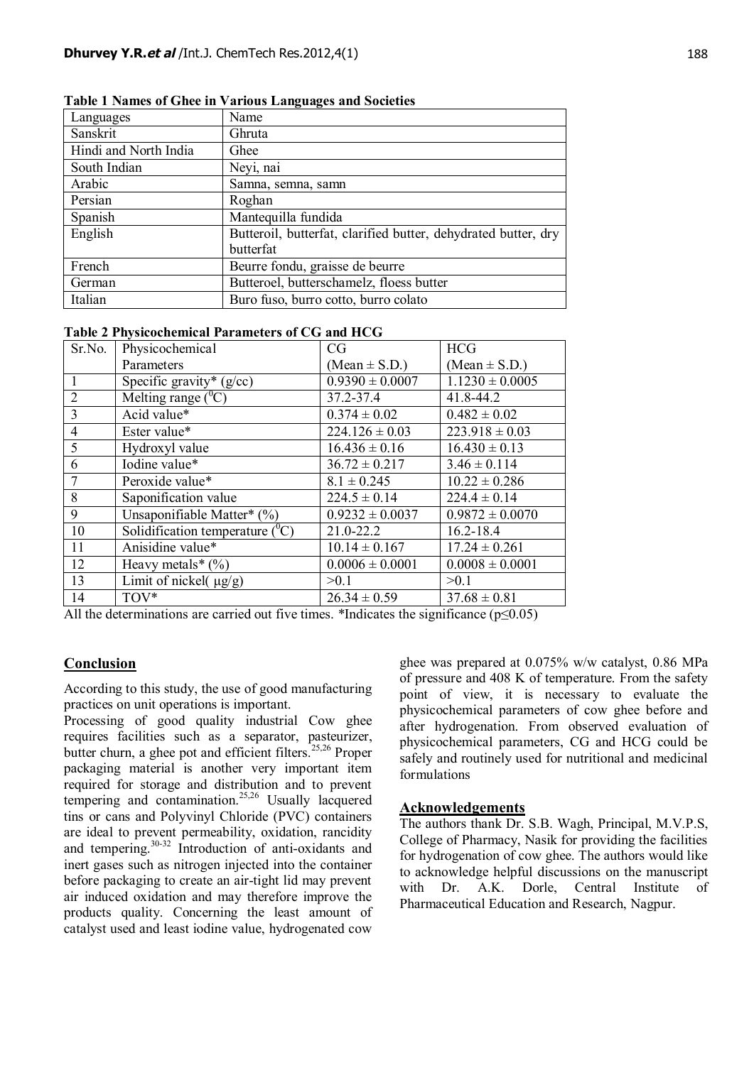**Table 1 Names of Ghee in Various Languages and Societies**

| Languages | Name |
|---|---|
| Sanskrit | Ghruta |
| Hindi and North India | Ghee |
| South Indian | Neyi, nai |
| Arabic | Samna, semna, samn |
| Persian | Roghan |
| Spanish | Mantequilla fundida |
| English | Butteroil, butterfat, clarified butter, dehydrated butter, dry butterfat |
| French | Beurre fondu, graisse de beurre |
| German | Butteroel, butterschamelz, floess butter |
| Italian | Buro fuso, burro cotto, burro colato |

**Table 2 Physicochemical Parameters of CG and HCG**

| Sr.No. | Physicochemical Parameters | CG (Mean ± S.D.) | HCG (Mean ± S.D.) |
|---|---|---|---|
| 1 | Specific gravity* (g/cc) | 0.9390 ± 0.0007 | 1.1230 ± 0.0005 |
| 2 | Melting range ($^0$C) | 37.2-37.4 | 41.8-44.2 |
| 3 | Acid value* | 0.374 ± 0.02 | 0.482 ± 0.02 |
| 4 | Ester value* | 224.126 ± 0.03 | 223.918 ± 0.03 |
| 5 | Hydroxyl value | 16.436 ± 0.16 | 16.430 ± 0.13 |
| 6 | Iodine value* | 36.72 ± 0.217 | 3.46 ± 0.114 |
| 7 | Peroxide value* | 8.1 ± 0.245 | 10.22 ± 0.286 |
| 8 | Saponification value | 224.5 ± 0.14 | 224.4 ± 0.14 |
| 9 | Unsaponifiable Matter* (%) | 0.9232 ± 0.0037 | 0.9872 ± 0.0070 |
| 10 | Solidification temperature ($^0$C) | 21.0-22.2 | 16.2-18.4 |
| 11 | Anisidine value* | 10.14 ± 0.167 | 17.24 ± 0.261 |
| 12 | Heavy metals* (%) | 0.0006 ± 0.0001 | 0.0008 ± 0.0001 |
| 13 | Limit of nickel( μg/g) | >0.1 | >0.1 |
| 14 | TOV* | 26.34 ± 0.59 | 37.68 ± 0.81 |

All the determinations are carried out five times. *Indicates the significance ($p \leq 0.05$)

## Conclusion

According to this study, the use of good manufacturing practices on unit operations is important.

Processing of good quality industrial Cow ghee requires facilities such as a separator, pasteurizer, butter churn, a ghee pot and efficient filters.[25,26] Proper packaging material is another very important item required for storage and distribution and to prevent tempering and contamination.[25,26] Usually lacquered tins or cans and Polyvinyl Chloride (PVC) containers are ideal to prevent permeability, oxidation, rancidity and tempering.[30-32] Introduction of anti-oxidants and inert gases such as nitrogen injected into the container before packaging to create an air-tight lid may prevent air induced oxidation and may therefore improve the products quality. Concerning the least amount of catalyst used and least iodine value, hydrogenated cow ghee was prepared at 0.075% w/w catalyst, 0.86 MPa of pressure and 408 K of temperature. From the safety point of view, it is necessary to evaluate the physicochemical parameters of cow ghee before and after hydrogenation. From observed evaluation of physicochemical parameters, CG and HCG could be safely and routinely used for nutritional and medicinal formulations

## Acknowledgements

The authors thank Dr. S.B. Wagh, Principal, M.V.P.S, College of Pharmacy, Nasik for providing the facilities for hydrogenation of cow ghee. The authors would like to acknowledge helpful discussions on the manuscript with Dr. A.K. Dorle, Central Institute of Pharmaceutical Education and Research, Nagpur.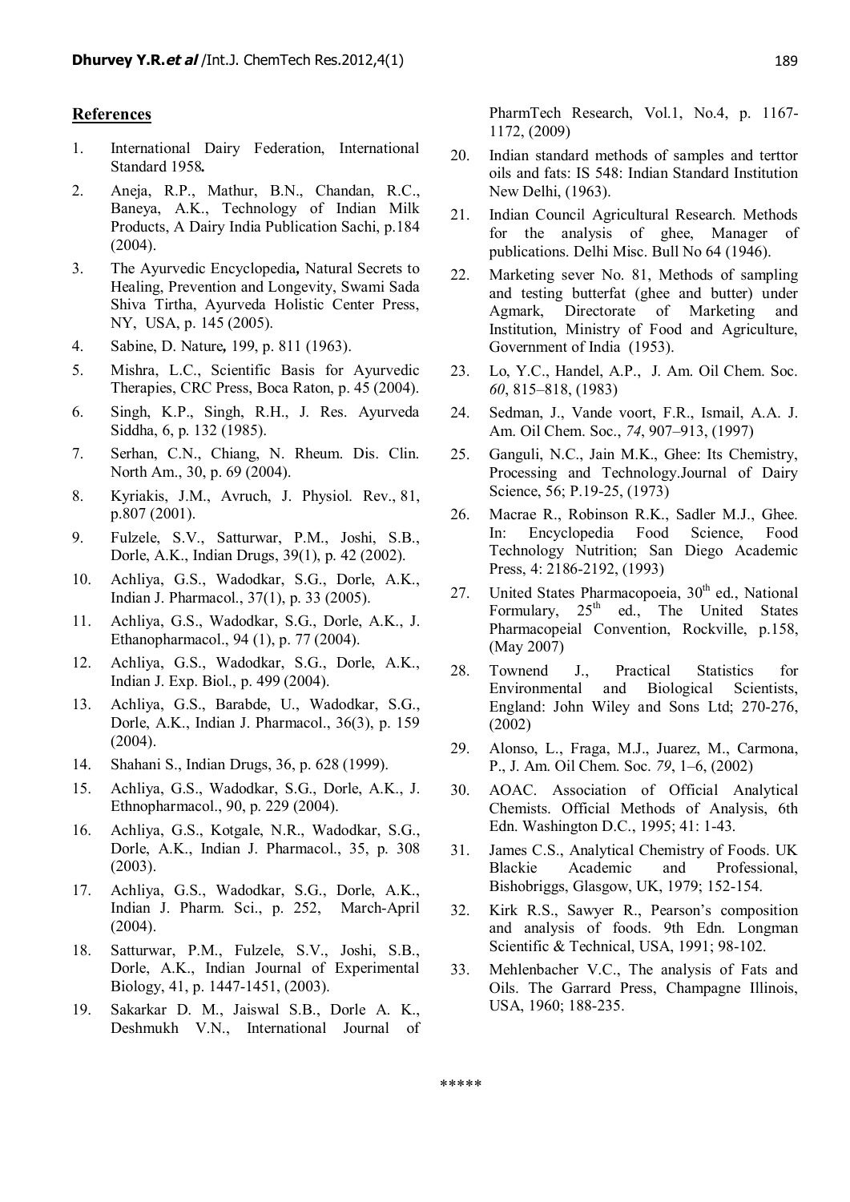## References

1. International Dairy Federation, International Standard 1958**.**
2. Aneja, R.P., Mathur, B.N., Chandan, R.C., Baneya, A.K., Technology of Indian Milk Products, A Dairy India Publication Sachi, p.184 (2004).
3. The Ayurvedic Encyclopedia**,** Natural Secrets to Healing, Prevention and Longevity, Swami Sada Shiva Tirtha, Ayurveda Holistic Center Press, NY, USA, p. 145 (2005).
4. Sabine, D. Nature**,** 199, p. 811 (1963).
5. Mishra, L.C., Scientific Basis for Ayurvedic Therapies, CRC Press, Boca Raton, p. 45 (2004).
6. Singh, K.P., Singh, R.H., J. Res. Ayurveda Siddha, 6, p. 132 (1985).
7. Serhan, C.N., Chiang, N. Rheum. Dis. Clin. North Am., 30, p. 69 (2004).
8. Kyriakis, J.M., Avruch, J. Physiol. Rev., 81, p.807 (2001).
9. Fulzele, S.V., Satturwar, P.M., Joshi, S.B., Dorle, A.K., Indian Drugs, 39(1), p. 42 (2002).
10. Achliya, G.S., Wadodkar, S.G., Dorle, A.K., Indian J. Pharmacol., 37(1), p. 33 (2005).
11. Achliya, G.S., Wadodkar, S.G., Dorle, A.K., J. Ethanopharmacol., 94 (1), p. 77 (2004).
12. Achliya, G.S., Wadodkar, S.G., Dorle, A.K., Indian J. Exp. Biol., p. 499 (2004).
13. Achliya, G.S., Barabde, U., Wadodkar, S.G., Dorle, A.K., Indian J. Pharmacol., 36(3), p. 159 (2004).
14. Shahani S., Indian Drugs, 36, p. 628 (1999).
15. Achliya, G.S., Wadodkar, S.G., Dorle, A.K., J. Ethnopharmacol., 90, p. 229 (2004).
16. Achliya, G.S., Kotgale, N.R., Wadodkar, S.G., Dorle, A.K., Indian J. Pharmacol., 35, p. 308 (2003).
17. Achliya, G.S., Wadodkar, S.G., Dorle, A.K., Indian J. Pharm. Sci., p. 252, March-April (2004).
18. Satturwar, P.M., Fulzele, S.V., Joshi, S.B., Dorle, A.K., Indian Journal of Experimental Biology, 41, p. 1447-1451, (2003).
19. Sakarkar D. M., Jaiswal S.B., Dorle A. K., Deshmukh V.N., International Journal of PharmTech Research, Vol.1, No.4, p. 1167-1172, (2009)
20. Indian standard methods of samples and terttor oils and fats: IS 548: Indian Standard Institution New Delhi, (1963).
21. Indian Council Agricultural Research. Methods for the analysis of ghee, Manager of publications. Delhi Misc. Bull No 64 (1946).
22. Marketing sever No. 81, Methods of sampling and testing butterfat (ghee and butter) under Agmark, Directorate of Marketing and Institution, Ministry of Food and Agriculture, Government of India (1953).
23. Lo, Y.C., Handel, A.P., J. Am. Oil Chem. Soc. *60*, 815–818, (1983)
24. Sedman, J., Vande voort, F.R., Ismail, A.A. J. Am. Oil Chem. Soc., *74*, 907–913, (1997)
25. Ganguli, N.C., Jain M.K., Ghee: Its Chemistry, Processing and Technology.Journal of Dairy Science, 56; P.19-25, (1973)
26. Macrae R., Robinson R.K., Sadler M.J., Ghee. In: Encyclopedia Food Science, Food Technology Nutrition; San Diego Academic Press, 4: 2186-2192, (1993)
27. United States Pharmacopoeia, 30th ed., National Formulary, 25th ed., The United States Pharmacopeial Convention, Rockville, p.158, (May 2007)
28. Townend J., Practical Statistics for Environmental and Biological Scientists, England: John Wiley and Sons Ltd; 270-276, (2002)
29. Alonso, L., Fraga, M.J., Juarez, M., Carmona, P., J. Am. Oil Chem. Soc. *79*, 1–6, (2002)
30. AOAC. Association of Official Analytical Chemists. Official Methods of Analysis, 6th Edn. Washington D.C., 1995; 41: 1-43.
31. James C.S., Analytical Chemistry of Foods. UK Blackie Academic and Professional, Bishobriggs, Glasgow, UK, 1979; 152-154.
32. Kirk R.S., Sawyer R., Pearson's composition and analysis of foods. 9th Edn. Longman Scientific & Technical, USA, 1991; 98-102.
33. Mehlenbacher V.C., The analysis of Fats and Oils. The Garrard Press, Champagne Illinois, USA, 1960; 188-235.

*****